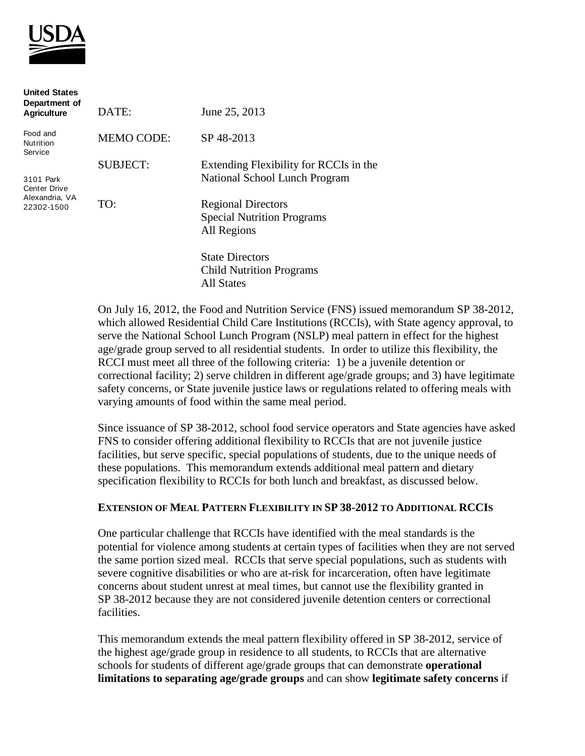**United States Department of Agriculture**

Food and Nutrition Service

3101 Park Center Drive
Alexandria, VA 22302-1500

DATE: June 25, 2013

MEMO CODE: SP 48-2013

SUBJECT: Extending Flexibility for RCCIs in the National School Lunch Program

TO: Regional Directors
Special Nutrition Programs
All Regions

State Directors
Child Nutrition Programs
All States

On July 16, 2012, the Food and Nutrition Service (FNS) issued memorandum SP 38-2012, which allowed Residential Child Care Institutions (RCCIs), with State agency approval, to serve the National School Lunch Program (NSLP) meal pattern in effect for the highest age/grade group served to all residential students. In order to utilize this flexibility, the RCCI must meet all three of the following criteria: 1) be a juvenile detention or correctional facility; 2) serve children in different age/grade groups; and 3) have legitimate safety concerns, or State juvenile justice laws or regulations related to offering meals with varying amounts of food within the same meal period.

Since issuance of SP 38-2012, school food service operators and State agencies have asked FNS to consider offering additional flexibility to RCCIs that are not juvenile justice facilities, but serve specific, special populations of students, due to the unique needs of these populations. This memorandum extends additional meal pattern and dietary specification flexibility to RCCIs for both lunch and breakfast, as discussed below.

**EXTENSION OF MEAL PATTERN FLEXIBILITY IN SP 38-2012 TO ADDITIONAL RCCIS**

One particular challenge that RCCIs have identified with the meal standards is the potential for violence among students at certain types of facilities when they are not served the same portion sized meal. RCCIs that serve special populations, such as students with severe cognitive disabilities or who are at-risk for incarceration, often have legitimate concerns about student unrest at meal times, but cannot use the flexibility granted in SP 38-2012 because they are not considered juvenile detention centers or correctional facilities.

This memorandum extends the meal pattern flexibility offered in SP 38-2012, service of the highest age/grade group in residence to all students, to RCCIs that are alternative schools for students of different age/grade groups that can demonstrate **operational limitations to separating age/grade groups** and can show **legitimate safety concerns** if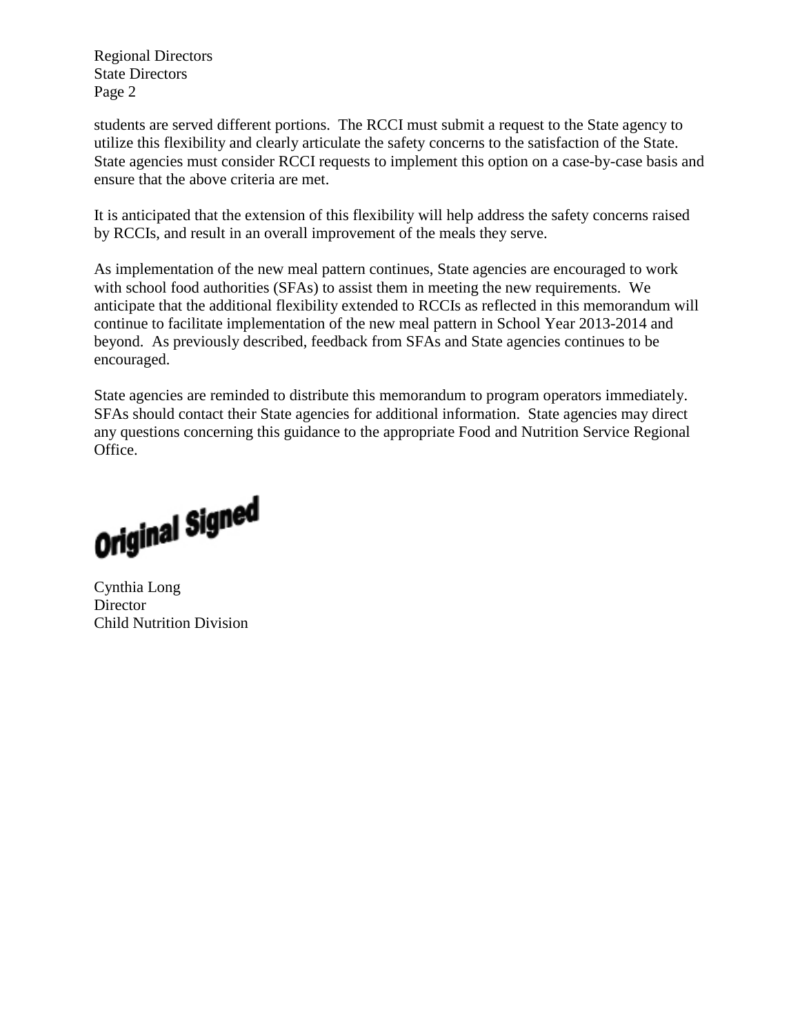students are served different portions. The RCCI must submit a request to the State agency to utilize this flexibility and clearly articulate the safety concerns to the satisfaction of the State. State agencies must consider RCCI requests to implement this option on a case-by-case basis and ensure that the above criteria are met.

It is anticipated that the extension of this flexibility will help address the safety concerns raised by RCCIs, and result in an overall improvement of the meals they serve.

As implementation of the new meal pattern continues, State agencies are encouraged to work with school food authorities (SFAs) to assist them in meeting the new requirements. We anticipate that the additional flexibility extended to RCCIs as reflected in this memorandum will continue to facilitate implementation of the new meal pattern in School Year 2013-2014 and beyond. As previously described, feedback from SFAs and State agencies continues to be encouraged.

State agencies are reminded to distribute this memorandum to program operators immediately. SFAs should contact their State agencies for additional information. State agencies may direct any questions concerning this guidance to the appropriate Food and Nutrition Service Regional Office.

Original Signed

Cynthia Long
Director
Child Nutrition Division